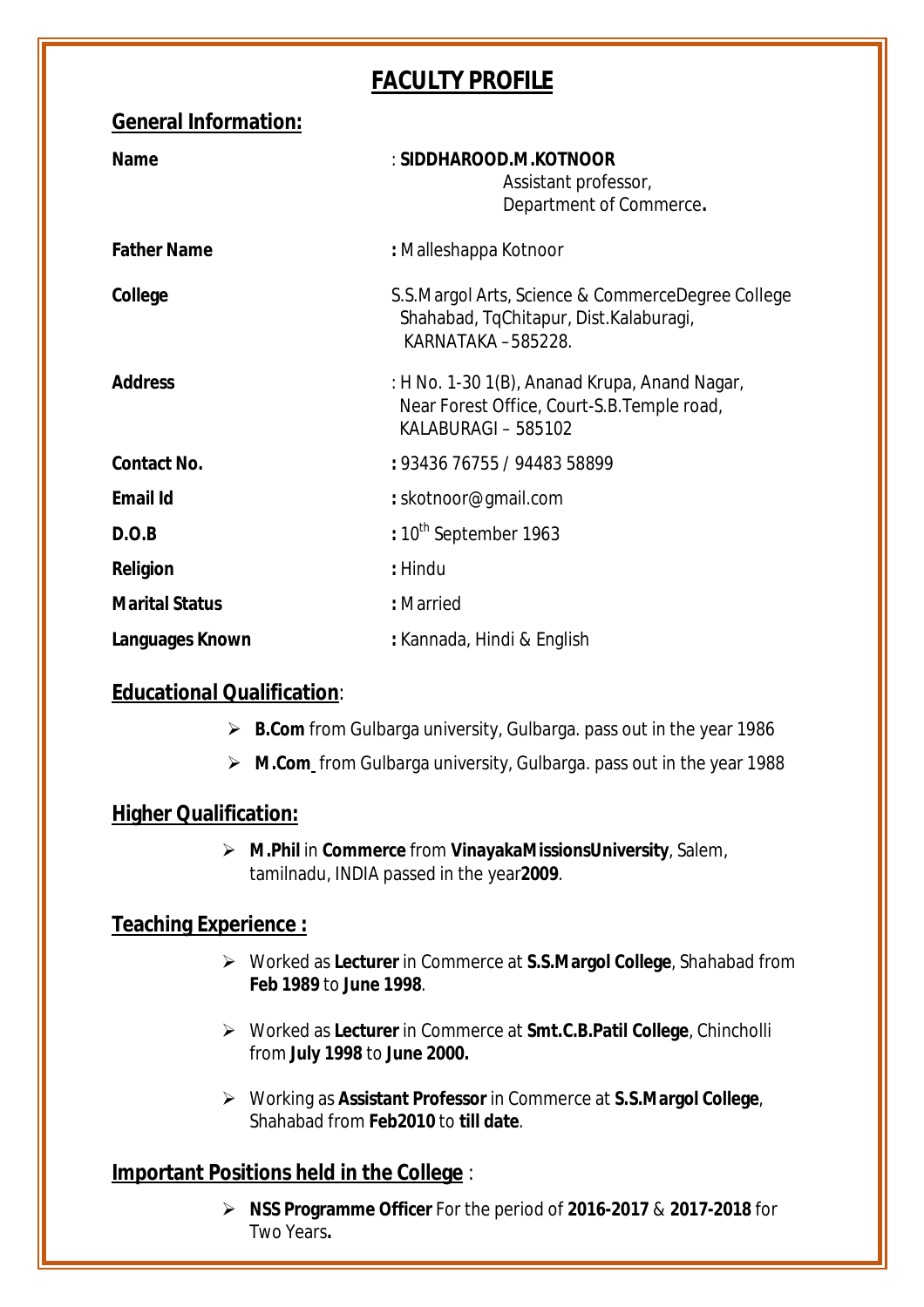# FACULTY PROFILE

## General Information:

| | |
|---|---|
| **Name** | : **SIDDHAROOD.M.KOTNOOR**<br>Assistant professor,<br>Department of Commerce**.** |
| **Father Name** | **:** Malleshappa Kotnoor |
| **College** | S.S.Margol Arts, Science & CommerceDegree College Shahabad, TqChitapur, Dist.Kalaburagi, KARNATAKA –585228. |
| **Address** | : H No. 1-30 1(B), Ananad Krupa, Anand Nagar, Near Forest Office, Court-S.B.Temple road, KALABURAGI – 585102 |
| **Contact No.** | **:** 93436 76755 / 94483 58899 |
| **Email Id** | **:** skotnoor@gmail.com |
| **D.O.B** | **:** 10th September 1963 |
| **Religion** | **:** Hindu |
| **Marital Status** | **:** Married |
| **Languages Known** | **:** Kannada, Hindi & English |

## Educational Qualification:

- **B.Com** from Gulbarga university, Gulbarga. pass out in the year 1986
- **M.Com** from Gulbarga university, Gulbarga. pass out in the year 1988

## Higher Qualification:

- **M.Phil** in **Commerce** from **VinayakaMissionsUniversity**, Salem, tamilnadu, INDIA passed in the year**2009**.

## Teaching Experience :

- Worked as **Lecturer** in Commerce at **S.S.Margol College**, Shahabad from **Feb 1989** to **June 1998**.
- Worked as **Lecturer** in Commerce at **Smt.C.B.Patil College**, Chincholli from **July 1998** to **June 2000.**
- Working as **Assistant Professor** in Commerce at **S.S.Margol College**, Shahabad from **Feb2010** to **till date**.

## Important Positions held in the College :

- **NSS Programme Officer** For the period of **2016-2017** & **2017-2018** for Two Years**.**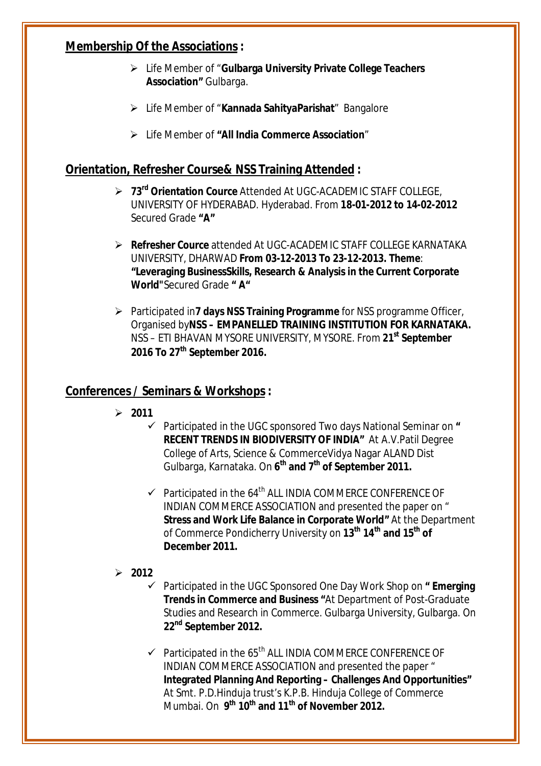## Membership Of the Associations :

- Life Member of "**Gulbarga University Private College Teachers Association"** Gulbarga.
- Life Member of "**Kannada SahityaParishat**" Bangalore
- Life Member of **"All India Commerce Association**"

## Orientation, Refresher Course& NSS Training Attended :

- **73rd Orientation Cource** Attended At UGC-ACADEMIC STAFF COLLEGE, UNIVERSITY OF HYDERABAD. Hyderabad. From **18-01-2012 to 14-02-2012** Secured Grade **"A"**
- **Refresher Cource** attended At UGC-ACADEMIC STAFF COLLEGE KARNATAKA UNIVERSITY, DHARWAD **From 03-12-2013 To 23-12-2013. Theme**: **"Leveraging BusinessSkills, Research & Analysis in the Current Corporate World"**Secured Grade **" A"**
- Participated in**7 days NSS Training Programme** for NSS programme Officer, Organised by**NSS – EMPANELLED TRAINING INSTITUTION FOR KARNATAKA.** NSS – ETI BHAVAN MYSORE UNIVERSITY, MYSORE. From **21st September 2016 To 27th September 2016.**

## Conferences / Seminars & Workshops :

- **2011**
  - ✓ Participated in the UGC sponsored Two days National Seminar on **" RECENT TRENDS IN BIODIVERSITY OF INDIA"** At A.V.Patil Degree College of Arts, Science & CommerceVidya Nagar ALAND Dist Gulbarga, Karnataka. On **6th and 7th of September 2011.**
  - ✓ Participated in the 64th ALL INDIA COMMERCE CONFERENCE OF INDIAN COMMERCE ASSOCIATION and presented the paper on " **Stress and Work Life Balance in Corporate World"** At the Department of Commerce Pondicherry University on **13th 14th and 15th of December 2011.**
- **2012**
  - ✓ Participated in the UGC Sponsored One Day Work Shop on **" Emerging Trends in Commerce and Business "**At Department of Post-Graduate Studies and Research in Commerce. Gulbarga University, Gulbarga. On **22nd September 2012.**
  - ✓ Participated in the 65th ALL INDIA COMMERCE CONFERENCE OF INDIAN COMMERCE ASSOCIATION and presented the paper " **Integrated Planning And Reporting – Challenges And Opportunities"** At Smt. P.D.Hinduja trust's K.P.B. Hinduja College of Commerce Mumbai. On **9th 10th and 11th of November 2012.**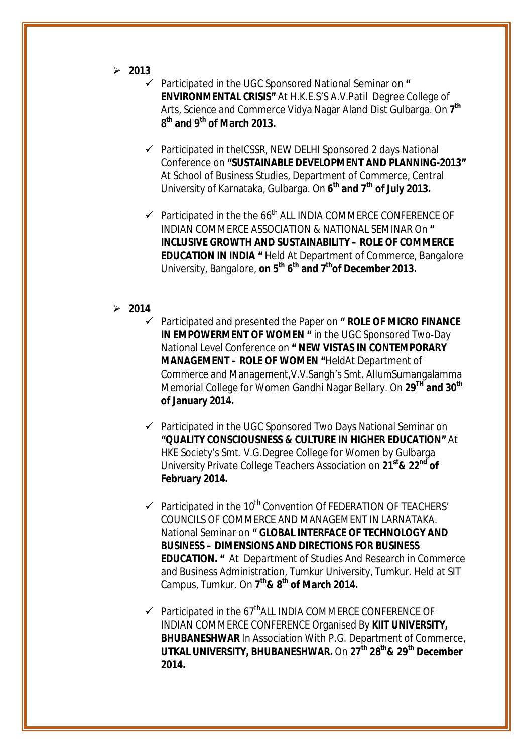- **2013**
  - ✓ Participated in the UGC Sponsored National Seminar on **" ENVIRONMENTAL CRISIS"** At H.K.E.S'S A.V.Patil Degree College of Arts, Science and Commerce Vidya Nagar Aland Dist Gulbarga. On **7th 8th and 9th of March 2013.**
  - ✓ Participated in theICSSR, NEW DELHI Sponsored 2 days National Conference on **"SUSTAINABLE DEVELOPMENT AND PLANNING-2013"** At School of Business Studies, Department of Commerce, Central University of Karnataka, Gulbarga. On **6th and 7th of July 2013.**
  - ✓ Participated in the the 66th ALL INDIA COMMERCE CONFERENCE OF INDIAN COMMERCE ASSOCIATION & NATIONAL SEMINAR On **" INCLUSIVE GROWTH AND SUSTAINABILITY – ROLE OF COMMERCE EDUCATION IN INDIA "** Held At Department of Commerce, Bangalore University, Bangalore, **on 5th 6th and 7thof December 2013.**

- **2014**
  - ✓ Participated and presented the Paper on **" ROLE OF MICRO FINANCE IN EMPOWERMENT OF WOMEN "** in the UGC Sponsored Two-Day National Level Conference on **" NEW VISTAS IN CONTEMPORARY MANAGEMENT – ROLE OF WOMEN "**HeldAt Department of Commerce and Management,V.V.Sangh's Smt. AllumSumangalamma Memorial College for Women Gandhi Nagar Bellary. On **29TH and 30th of January 2014.**
  - ✓ Participated in the UGC Sponsored Two Days National Seminar on **"QUALITY CONSCIOUSNESS & CULTURE IN HIGHER EDUCATION"** At HKE Society's Smt. V.G.Degree College for Women by Gulbarga University Private College Teachers Association on **21st& 22nd of February 2014.**
  - ✓ Participated in the 10th Convention Of FEDERATION OF TEACHERS' COUNCILS OF COMMERCE AND MANAGEMENT IN LARNATAKA. National Seminar on **" GLOBAL INTERFACE OF TECHNOLOGY AND BUSINESS – DIMENSIONS AND DIRECTIONS FOR BUSINESS EDUCATION. "** At Department of Studies And Research in Commerce and Business Administration, Tumkur University, Tumkur. Held at SIT Campus, Tumkur. On **7th& 8th of March 2014.**
  - ✓ Participated in the 67thALL INDIA COMMERCE CONFERENCE OF INDIAN COMMERCE CONFERENCE Organised By **KIIT UNIVERSITY, BHUBANESHWAR** In Association With P.G. Department of Commerce, **UTKAL UNIVERSITY, BHUBANESHWAR.** On **27th 28th& 29th December 2014.**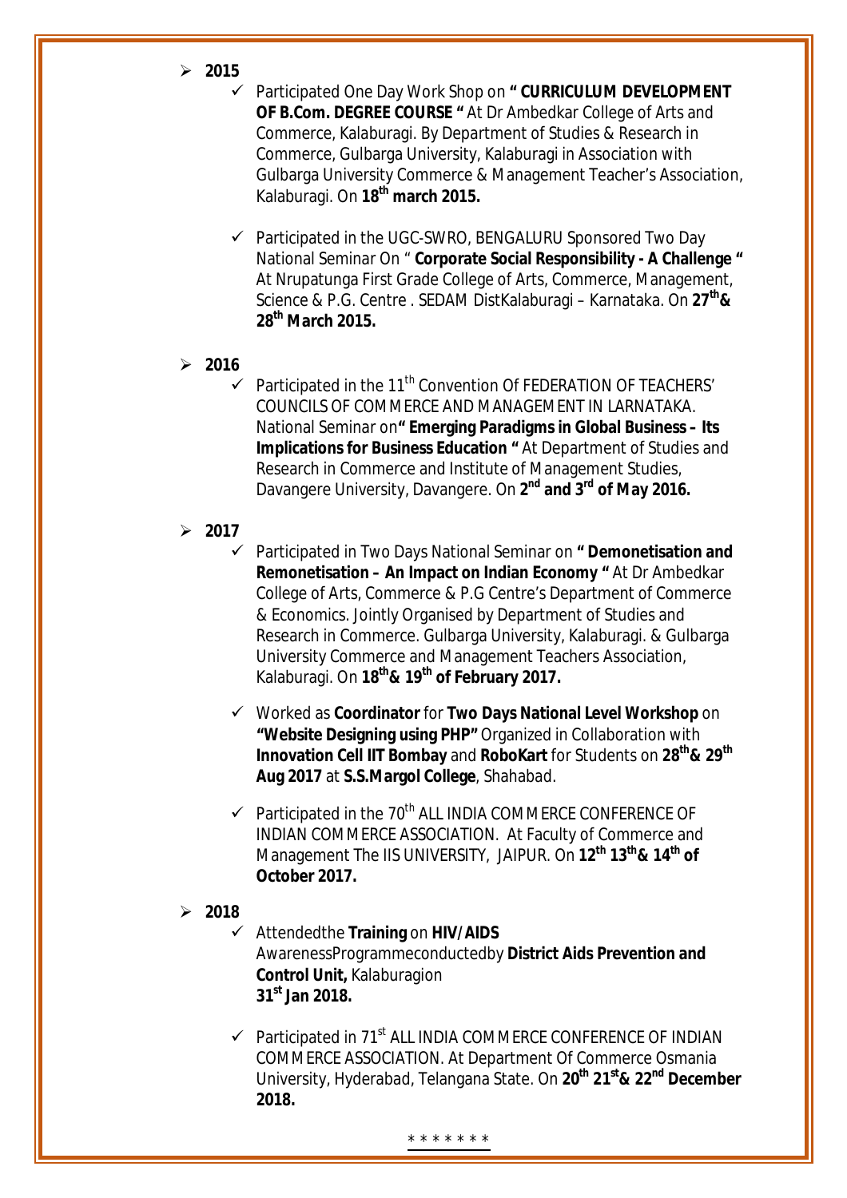- **2015**
    - Participated One Day Work Shop on **" CURRICULUM DEVELOPMENT OF B.Com. DEGREE COURSE "** At Dr Ambedkar College of Arts and Commerce, Kalaburagi. By Department of Studies & Research in Commerce, Gulbarga University, Kalaburagi in Association with Gulbarga University Commerce & Management Teacher's Association, Kalaburagi. On **18th march 2015.**
    - Participated in the UGC-SWRO, BENGALURU Sponsored Two Day National Seminar On " **Corporate Social Responsibility - A Challenge "** At Nrupatunga First Grade College of Arts, Commerce, Management, Science & P.G. Centre . SEDAM DistKalaburagi – Karnataka. On **27th & 28th March 2015.**

- **2016**
    - Participated in the 11th Convention Of FEDERATION OF TEACHERS' COUNCILS OF COMMERCE AND MANAGEMENT IN LARNATAKA. National Seminar on**" Emerging Paradigms in Global Business – Its Implications for Business Education "** At Department of Studies and Research in Commerce and Institute of Management Studies, Davangere University, Davangere. On **2nd and 3rd of May 2016.**

- **2017**
    - Participated in Two Days National Seminar on **" Demonetisation and Remonetisation – An Impact on Indian Economy "** At Dr Ambedkar College of Arts, Commerce & P.G Centre's Department of Commerce & Economics. Jointly Organised by Department of Studies and Research in Commerce. Gulbarga University, Kalaburagi. & Gulbarga University Commerce and Management Teachers Association, Kalaburagi. On **18th & 19th of February 2017.**
    - Worked as **Coordinator** for **Two Days National Level Workshop** on **"Website Designing using PHP"** Organized in Collaboration with **Innovation Cell IIT Bombay** and **RoboKart** for Students on **28th & 29th Aug 2017** at **S.S.Margol College**, Shahabad.
    - Participated in the 70th ALL INDIA COMMERCE CONFERENCE OF INDIAN COMMERCE ASSOCIATION. At Faculty of Commerce and Management The IIS UNIVERSITY, JAIPUR. On **12th 13th & 14th of October 2017.**

- **2018**
    - Attendedthe **Training** on **HIV/AIDS** AwarenessProgrammeconductedby **District Aids Prevention and Control Unit,** Kalaburagion **31st Jan 2018.**
    - Participated in 71st ALL INDIA COMMERCE CONFERENCE OF INDIAN COMMERCE ASSOCIATION. At Department Of Commerce Osmania University, Hyderabad, Telangana State. On **20th 21st & 22nd December 2018.**

\* \* \* \* \* \* \*